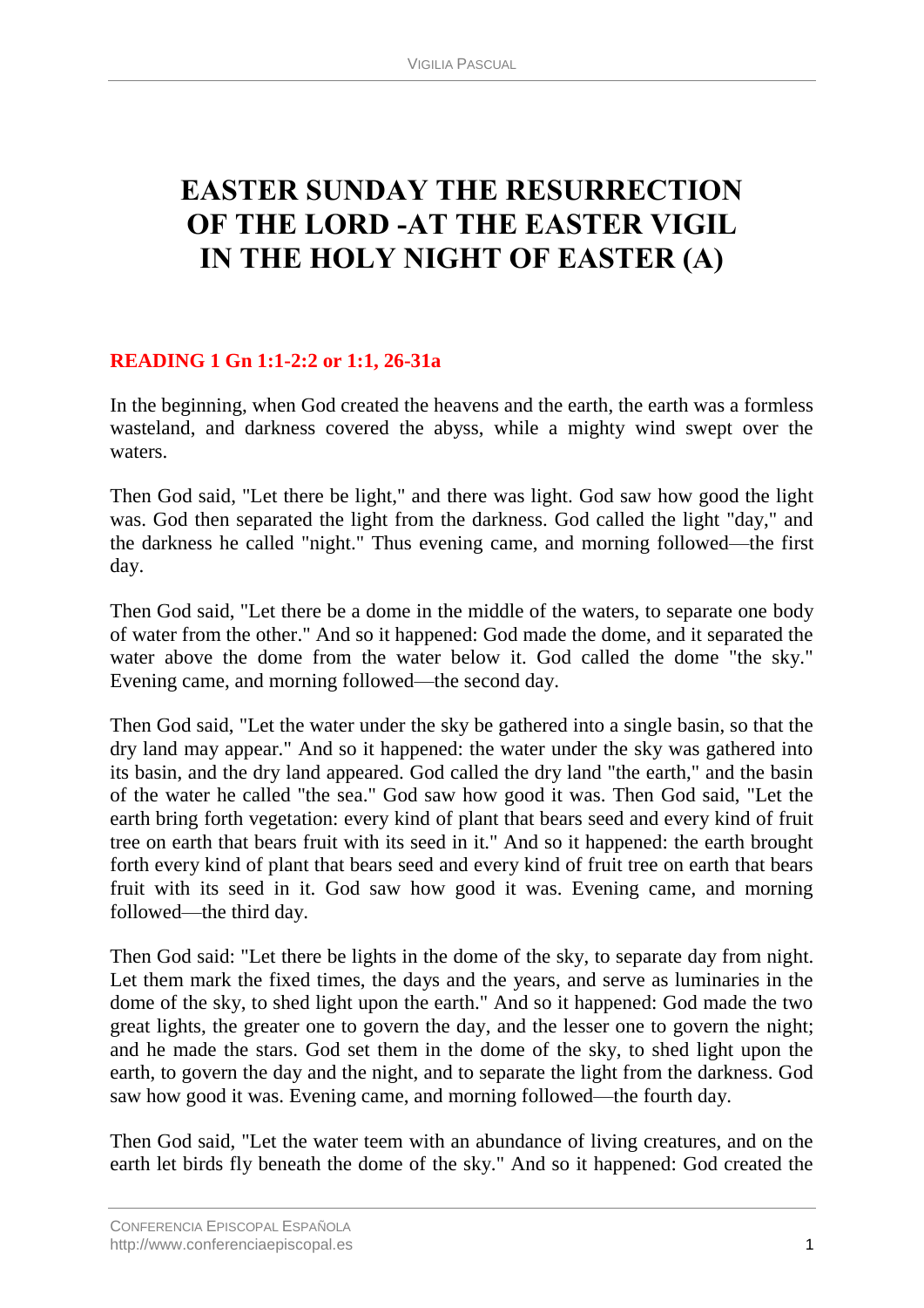# EASTER SUNDAY THE RESURRECTION OF THE LORD -AT THE EASTER VIGIL IN THE HOLY NIGHT OF EASTER (A)

## READING 1 Gn 1:1-2:2 or 1:1, 26-31a

In the beginning, when God created the heavens and the earth, the earth was a formless wasteland, and darkness covered the abyss, while a mighty wind swept over the waters.

Then God said, "Let there be light," and there was light. God saw how good the light was. God then separated the light from the darkness. God called the light "day," and the darkness he called "night." Thus evening came, and morning followed—the first day.

Then God said, "Let there be a dome in the middle of the waters, to separate one body of water from the other." And so it happened: God made the dome, and it separated the water above the dome from the water below it. God called the dome "the sky." Evening came, and morning followed—the second day.

Then God said, "Let the water under the sky be gathered into a single basin, so that the dry land may appear." And so it happened: the water under the sky was gathered into its basin, and the dry land appeared. God called the dry land "the earth," and the basin of the water he called "the sea." God saw how good it was. Then God said, "Let the earth bring forth vegetation: every kind of plant that bears seed and every kind of fruit tree on earth that bears fruit with its seed in it." And so it happened: the earth brought forth every kind of plant that bears seed and every kind of fruit tree on earth that bears fruit with its seed in it. God saw how good it was. Evening came, and morning followed—the third day.

Then God said: "Let there be lights in the dome of the sky, to separate day from night. Let them mark the fixed times, the days and the years, and serve as luminaries in the dome of the sky, to shed light upon the earth." And so it happened: God made the two great lights, the greater one to govern the day, and the lesser one to govern the night; and he made the stars. God set them in the dome of the sky, to shed light upon the earth, to govern the day and the night, and to separate the light from the darkness. God saw how good it was. Evening came, and morning followed—the fourth day.

Then God said, "Let the water teem with an abundance of living creatures, and on the earth let birds fly beneath the dome of the sky." And so it happened: God created the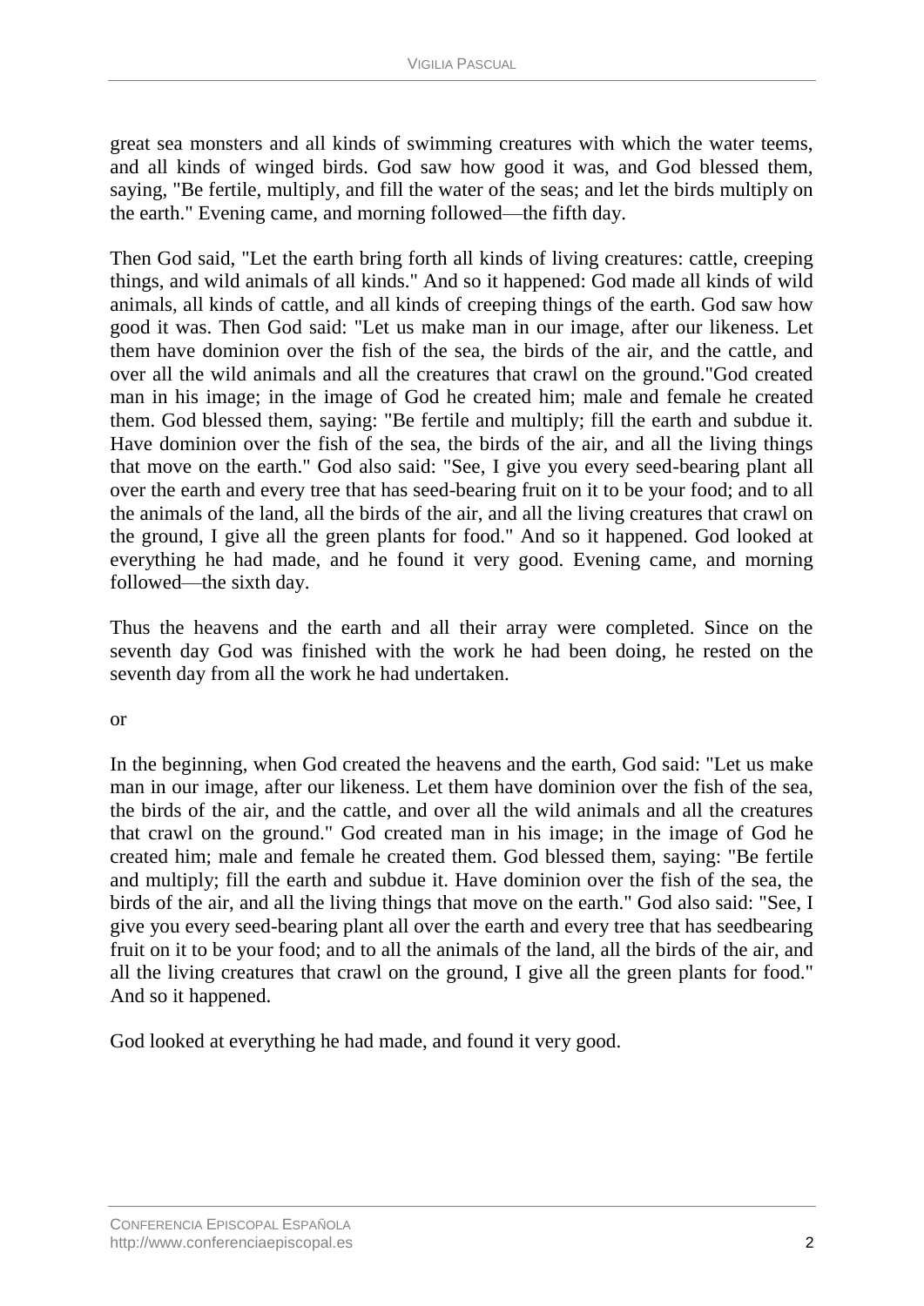great sea monsters and all kinds of swimming creatures with which the water teems, and all kinds of winged birds. God saw how good it was, and God blessed them, saying, "Be fertile, multiply, and fill the water of the seas; and let the birds multiply on the earth." Evening came, and morning followed—the fifth day.

Then God said, "Let the earth bring forth all kinds of living creatures: cattle, creeping things, and wild animals of all kinds." And so it happened: God made all kinds of wild animals, all kinds of cattle, and all kinds of creeping things of the earth. God saw how good it was. Then God said: "Let us make man in our image, after our likeness. Let them have dominion over the fish of the sea, the birds of the air, and the cattle, and over all the wild animals and all the creatures that crawl on the ground."God created man in his image; in the image of God he created him; male and female he created them. God blessed them, saying: "Be fertile and multiply; fill the earth and subdue it. Have dominion over the fish of the sea, the birds of the air, and all the living things that move on the earth." God also said: "See, I give you every seed-bearing plant all over the earth and every tree that has seed-bearing fruit on it to be your food; and to all the animals of the land, all the birds of the air, and all the living creatures that crawl on the ground, I give all the green plants for food." And so it happened. God looked at everything he had made, and he found it very good. Evening came, and morning followed—the sixth day.

Thus the heavens and the earth and all their array were completed. Since on the seventh day God was finished with the work he had been doing, he rested on the seventh day from all the work he had undertaken.

or

In the beginning, when God created the heavens and the earth, God said: "Let us make man in our image, after our likeness. Let them have dominion over the fish of the sea, the birds of the air, and the cattle, and over all the wild animals and all the creatures that crawl on the ground." God created man in his image; in the image of God he created him; male and female he created them. God blessed them, saying: "Be fertile and multiply; fill the earth and subdue it. Have dominion over the fish of the sea, the birds of the air, and all the living things that move on the earth." God also said: "See, I give you every seed-bearing plant all over the earth and every tree that has seedbearing fruit on it to be your food; and to all the animals of the land, all the birds of the air, and all the living creatures that crawl on the ground, I give all the green plants for food." And so it happened.

God looked at everything he had made, and found it very good.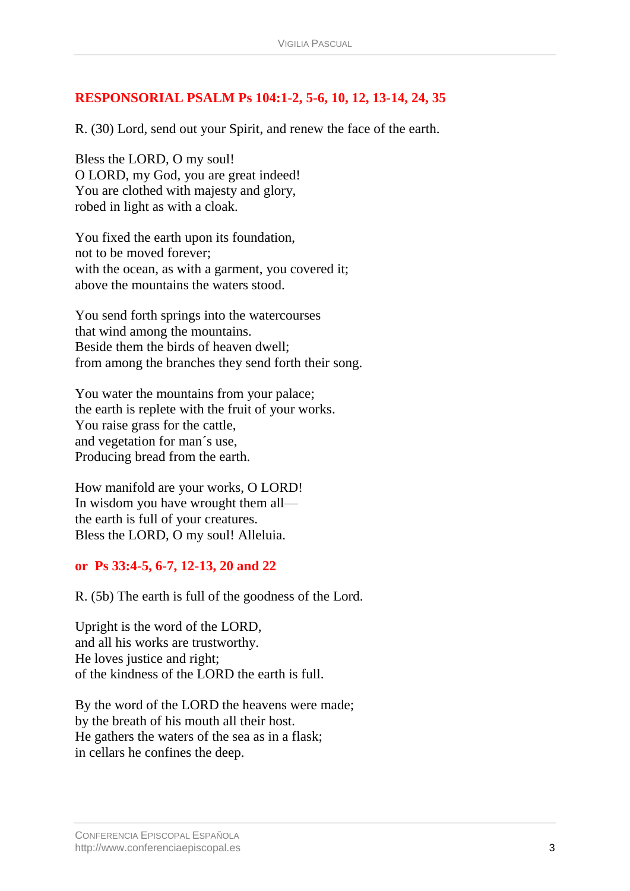## RESPONSORIAL PSALM Ps 104:1-2, 5-6, 10, 12, 13-14, 24, 35

R. (30) Lord, send out your Spirit, and renew the face of the earth.

Bless the LORD, O my soul!  
O LORD, my God, you are great indeed!  
You are clothed with majesty and glory,  
robed in light as with a cloak.

You fixed the earth upon its foundation,  
not to be moved forever;  
with the ocean, as with a garment, you covered it;  
above the mountains the waters stood.

You send forth springs into the watercourses  
that wind among the mountains.  
Beside them the birds of heaven dwell;  
from among the branches they send forth their song.

You water the mountains from your palace;  
the earth is replete with the fruit of your works.  
You raise grass for the cattle,  
and vegetation for man´s use,  
Producing bread from the earth.

How manifold are your works, O LORD!  
In wisdom you have wrought them all—  
the earth is full of your creatures.  
Bless the LORD, O my soul! Alleluia.

## or Ps 33:4-5, 6-7, 12-13, 20 and 22

R. (5b) The earth is full of the goodness of the Lord.

Upright is the word of the LORD,  
and all his works are trustworthy.  
He loves justice and right;  
of the kindness of the LORD the earth is full.

By the word of the LORD the heavens were made;  
by the breath of his mouth all their host.  
He gathers the waters of the sea as in a flask;  
in cellars he confines the deep.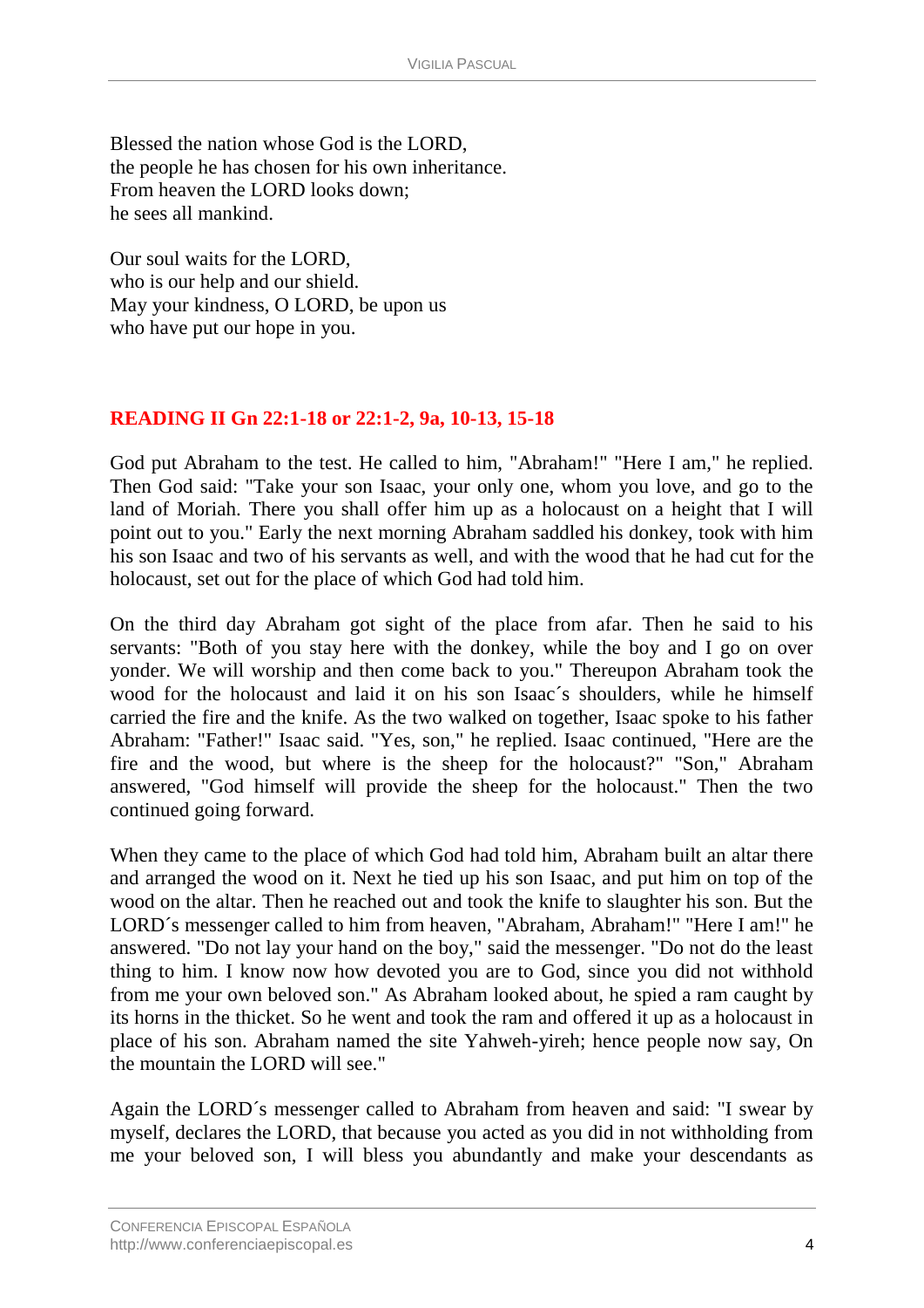Blessed the nation whose God is the LORD,  
the people he has chosen for his own inheritance.  
From heaven the LORD looks down;  
he sees all mankind.

Our soul waits for the LORD,  
who is our help and our shield.  
May your kindness, O LORD, be upon us  
who have put our hope in you.

**READING II Gn 22:1-18 or 22:1-2, 9a, 10-13, 15-18**

God put Abraham to the test. He called to him, "Abraham!" "Here I am," he replied. Then God said: "Take your son Isaac, your only one, whom you love, and go to the land of Moriah. There you shall offer him up as a holocaust on a height that I will point out to you." Early the next morning Abraham saddled his donkey, took with him his son Isaac and two of his servants as well, and with the wood that he had cut for the holocaust, set out for the place of which God had told him.

On the third day Abraham got sight of the place from afar. Then he said to his servants: "Both of you stay here with the donkey, while the boy and I go on over yonder. We will worship and then come back to you." Thereupon Abraham took the wood for the holocaust and laid it on his son Isaac´s shoulders, while he himself carried the fire and the knife. As the two walked on together, Isaac spoke to his father Abraham: "Father!" Isaac said. "Yes, son," he replied. Isaac continued, "Here are the fire and the wood, but where is the sheep for the holocaust?" "Son," Abraham answered, "God himself will provide the sheep for the holocaust." Then the two continued going forward.

When they came to the place of which God had told him, Abraham built an altar there and arranged the wood on it. Next he tied up his son Isaac, and put him on top of the wood on the altar. Then he reached out and took the knife to slaughter his son. But the LORD´s messenger called to him from heaven, "Abraham, Abraham!" "Here I am!" he answered. "Do not lay your hand on the boy," said the messenger. "Do not do the least thing to him. I know now how devoted you are to God, since you did not withhold from me your own beloved son." As Abraham looked about, he spied a ram caught by its horns in the thicket. So he went and took the ram and offered it up as a holocaust in place of his son. Abraham named the site Yahweh-yireh; hence people now say, On the mountain the LORD will see."

Again the LORD´s messenger called to Abraham from heaven and said: "I swear by myself, declares the LORD, that because you acted as you did in not withholding from me your beloved son, I will bless you abundantly and make your descendants as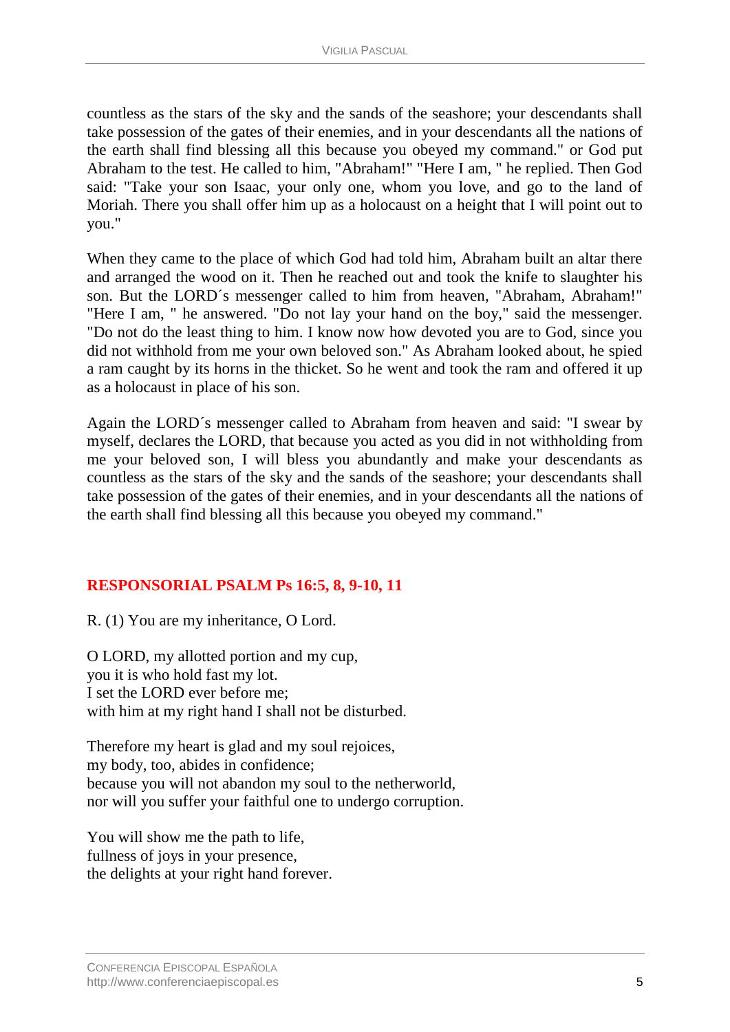countless as the stars of the sky and the sands of the seashore; your descendants shall take possession of the gates of their enemies, and in your descendants all the nations of the earth shall find blessing all this because you obeyed my command." or God put Abraham to the test. He called to him, "Abraham!" "Here I am, " he replied. Then God said: "Take your son Isaac, your only one, whom you love, and go to the land of Moriah. There you shall offer him up as a holocaust on a height that I will point out to you."

When they came to the place of which God had told him, Abraham built an altar there and arranged the wood on it. Then he reached out and took the knife to slaughter his son. But the LORD´s messenger called to him from heaven, "Abraham, Abraham!" "Here I am, " he answered. "Do not lay your hand on the boy," said the messenger. "Do not do the least thing to him. I know now how devoted you are to God, since you did not withhold from me your own beloved son." As Abraham looked about, he spied a ram caught by its horns in the thicket. So he went and took the ram and offered it up as a holocaust in place of his son.

Again the LORD´s messenger called to Abraham from heaven and said: "I swear by myself, declares the LORD, that because you acted as you did in not withholding from me your beloved son, I will bless you abundantly and make your descendants as countless as the stars of the sky and the sands of the seashore; your descendants shall take possession of the gates of their enemies, and in your descendants all the nations of the earth shall find blessing all this because you obeyed my command."

## RESPONSORIAL PSALM Ps 16:5, 8, 9-10, 11

R. (1) You are my inheritance, O Lord.

O LORD, my allotted portion and my cup,
you it is who hold fast my lot.
I set the LORD ever before me;
with him at my right hand I shall not be disturbed.

Therefore my heart is glad and my soul rejoices,
my body, too, abides in confidence;
because you will not abandon my soul to the netherworld,
nor will you suffer your faithful one to undergo corruption.

You will show me the path to life,
fullness of joys in your presence,
the delights at your right hand forever.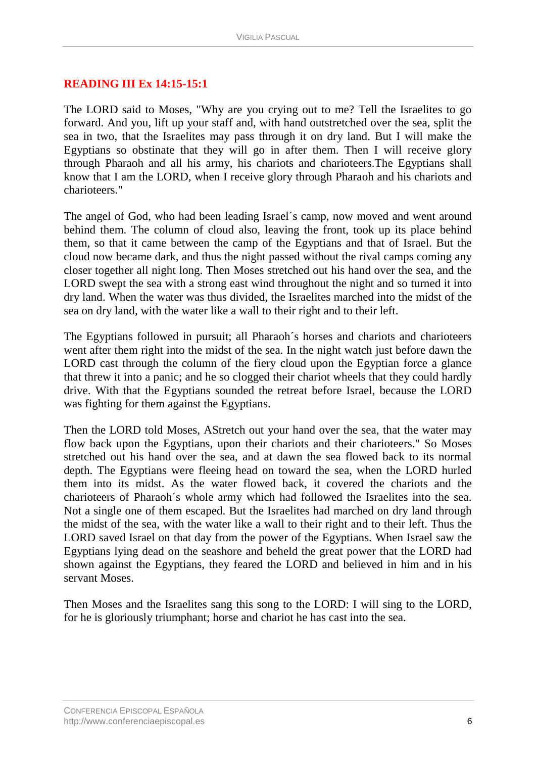**READING III Ex 14:15-15:1**

The LORD said to Moses, "Why are you crying out to me? Tell the Israelites to go forward. And you, lift up your staff and, with hand outstretched over the sea, split the sea in two, that the Israelites may pass through it on dry land. But I will make the Egyptians so obstinate that they will go in after them. Then I will receive glory through Pharaoh and all his army, his chariots and charioteers.The Egyptians shall know that I am the LORD, when I receive glory through Pharaoh and his chariots and charioteers."

The angel of God, who had been leading Israel´s camp, now moved and went around behind them. The column of cloud also, leaving the front, took up its place behind them, so that it came between the camp of the Egyptians and that of Israel. But the cloud now became dark, and thus the night passed without the rival camps coming any closer together all night long. Then Moses stretched out his hand over the sea, and the LORD swept the sea with a strong east wind throughout the night and so turned it into dry land. When the water was thus divided, the Israelites marched into the midst of the sea on dry land, with the water like a wall to their right and to their left.

The Egyptians followed in pursuit; all Pharaoh´s horses and chariots and charioteers went after them right into the midst of the sea. In the night watch just before dawn the LORD cast through the column of the fiery cloud upon the Egyptian force a glance that threw it into a panic; and he so clogged their chariot wheels that they could hardly drive. With that the Egyptians sounded the retreat before Israel, because the LORD was fighting for them against the Egyptians.

Then the LORD told Moses, AStretch out your hand over the sea, that the water may flow back upon the Egyptians, upon their chariots and their charioteers." So Moses stretched out his hand over the sea, and at dawn the sea flowed back to its normal depth. The Egyptians were fleeing head on toward the sea, when the LORD hurled them into its midst. As the water flowed back, it covered the chariots and the charioteers of Pharaoh´s whole army which had followed the Israelites into the sea. Not a single one of them escaped. But the Israelites had marched on dry land through the midst of the sea, with the water like a wall to their right and to their left. Thus the LORD saved Israel on that day from the power of the Egyptians. When Israel saw the Egyptians lying dead on the seashore and beheld the great power that the LORD had shown against the Egyptians, they feared the LORD and believed in him and in his servant Moses.

Then Moses and the Israelites sang this song to the LORD: I will sing to the LORD, for he is gloriously triumphant; horse and chariot he has cast into the sea.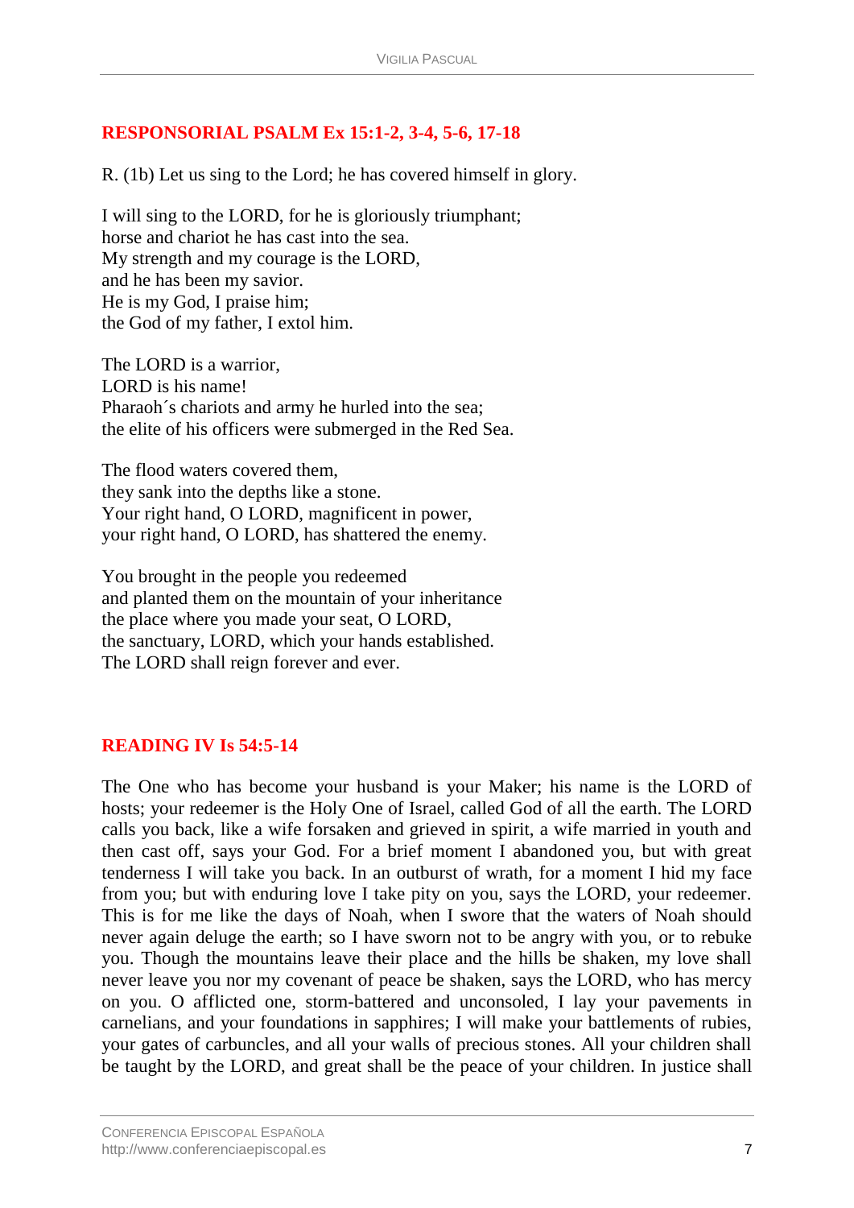## RESPONSORIAL PSALM Ex 15:1-2, 3-4, 5-6, 17-18

R. (1b) Let us sing to the Lord; he has covered himself in glory.

I will sing to the LORD, for he is gloriously triumphant;  
horse and chariot he has cast into the sea.  
My strength and my courage is the LORD,  
and he has been my savior.  
He is my God, I praise him;  
the God of my father, I extol him.

The LORD is a warrior,  
LORD is his name!  
Pharaoh´s chariots and army he hurled into the sea;  
the elite of his officers were submerged in the Red Sea.

The flood waters covered them,  
they sank into the depths like a stone.  
Your right hand, O LORD, magnificent in power,  
your right hand, O LORD, has shattered the enemy.

You brought in the people you redeemed  
and planted them on the mountain of your inheritance  
the place where you made your seat, O LORD,  
the sanctuary, LORD, which your hands established.  
The LORD shall reign forever and ever.

## READING IV Is 54:5-14

The One who has become your husband is your Maker; his name is the LORD of hosts; your redeemer is the Holy One of Israel, called God of all the earth. The LORD calls you back, like a wife forsaken and grieved in spirit, a wife married in youth and then cast off, says your God. For a brief moment I abandoned you, but with great tenderness I will take you back. In an outburst of wrath, for a moment I hid my face from you; but with enduring love I take pity on you, says the LORD, your redeemer. This is for me like the days of Noah, when I swore that the waters of Noah should never again deluge the earth; so I have sworn not to be angry with you, or to rebuke you. Though the mountains leave their place and the hills be shaken, my love shall never leave you nor my covenant of peace be shaken, says the LORD, who has mercy on you. O afflicted one, storm-battered and unconsoled, I lay your pavements in carnelians, and your foundations in sapphires; I will make your battlements of rubies, your gates of carbuncles, and all your walls of precious stones. All your children shall be taught by the LORD, and great shall be the peace of your children. In justice shall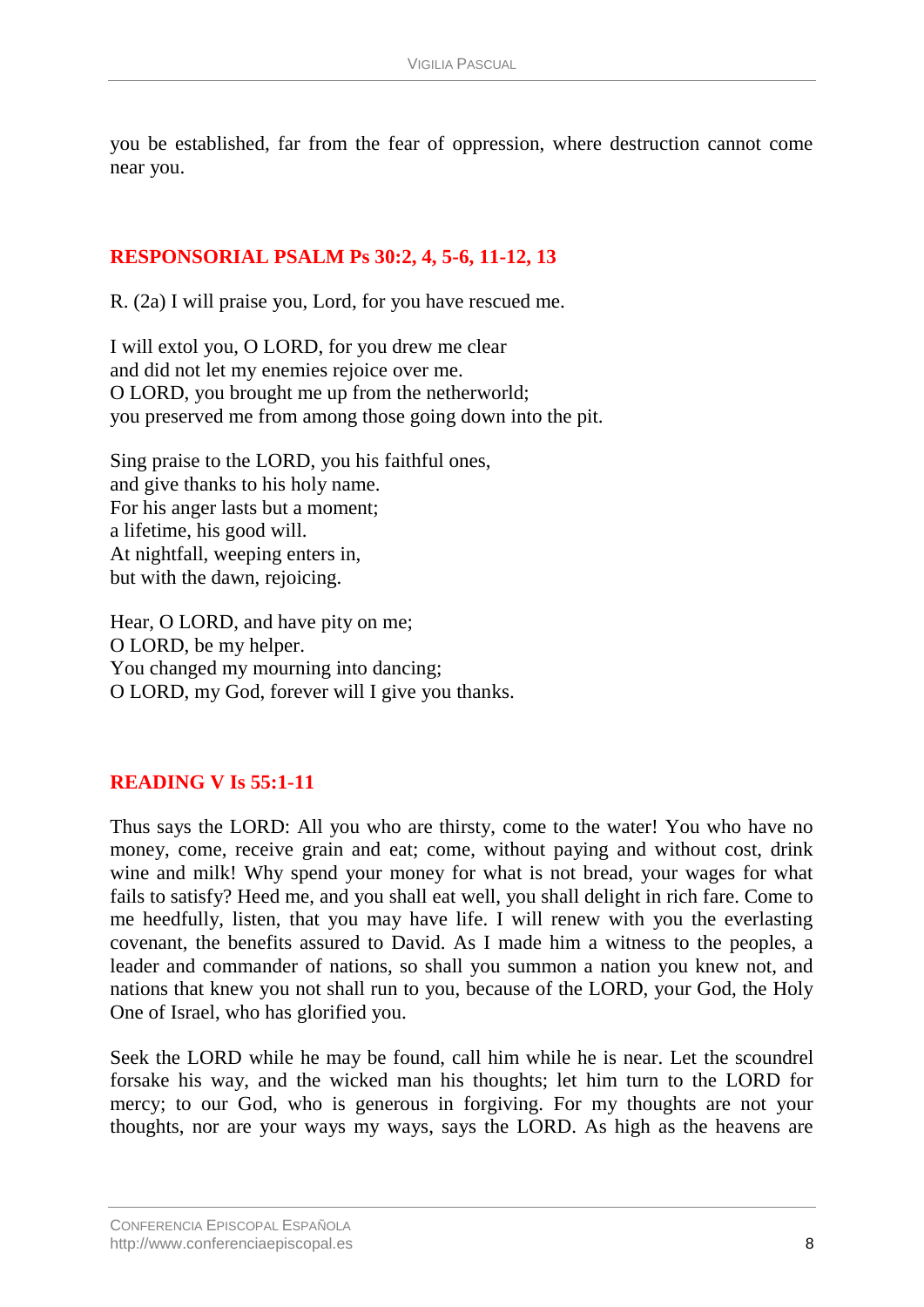you be established, far from the fear of oppression, where destruction cannot come near you.

## RESPONSORIAL PSALM Ps 30:2, 4, 5-6, 11-12, 13

R. (2a) I will praise you, Lord, for you have rescued me.

I will extol you, O LORD, for you drew me clear  
and did not let my enemies rejoice over me.  
O LORD, you brought me up from the netherworld;  
you preserved me from among those going down into the pit.

Sing praise to the LORD, you his faithful ones,  
and give thanks to his holy name.  
For his anger lasts but a moment;  
a lifetime, his good will.  
At nightfall, weeping enters in,  
but with the dawn, rejoicing.

Hear, O LORD, and have pity on me;  
O LORD, be my helper.  
You changed my mourning into dancing;  
O LORD, my God, forever will I give you thanks.

## READING V Is 55:1-11

Thus says the LORD: All you who are thirsty, come to the water! You who have no money, come, receive grain and eat; come, without paying and without cost, drink wine and milk! Why spend your money for what is not bread, your wages for what fails to satisfy? Heed me, and you shall eat well, you shall delight in rich fare. Come to me heedfully, listen, that you may have life. I will renew with you the everlasting covenant, the benefits assured to David. As I made him a witness to the peoples, a leader and commander of nations, so shall you summon a nation you knew not, and nations that knew you not shall run to you, because of the LORD, your God, the Holy One of Israel, who has glorified you.

Seek the LORD while he may be found, call him while he is near. Let the scoundrel forsake his way, and the wicked man his thoughts; let him turn to the LORD for mercy; to our God, who is generous in forgiving. For my thoughts are not your thoughts, nor are your ways my ways, says the LORD. As high as the heavens are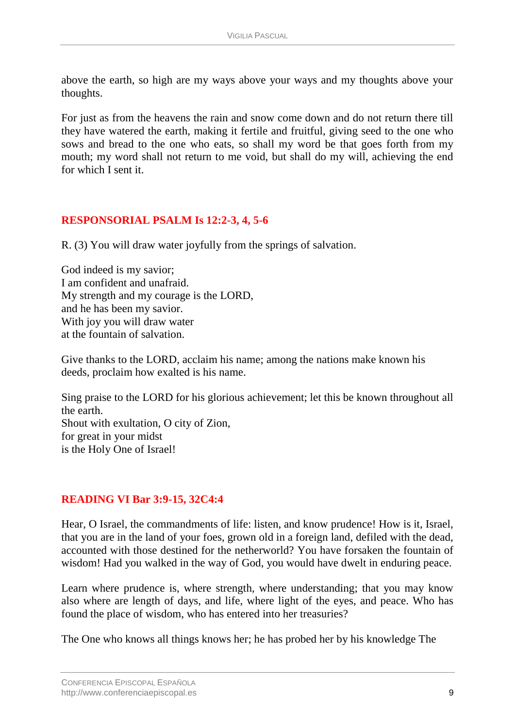above the earth, so high are my ways above your ways and my thoughts above your thoughts.

For just as from the heavens the rain and snow come down and do not return there till they have watered the earth, making it fertile and fruitful, giving seed to the one who sows and bread to the one who eats, so shall my word be that goes forth from my mouth; my word shall not return to me void, but shall do my will, achieving the end for which I sent it.

## RESPONSORIAL PSALM Is 12:2-3, 4, 5-6

R. (3) You will draw water joyfully from the springs of salvation.

God indeed is my savior;  
I am confident and unafraid.  
My strength and my courage is the LORD,  
and he has been my savior.  
With joy you will draw water  
at the fountain of salvation.

Give thanks to the LORD, acclaim his name; among the nations make known his deeds, proclaim how exalted is his name.

Sing praise to the LORD for his glorious achievement; let this be known throughout all the earth.  
Shout with exultation, O city of Zion,  
for great in your midst  
is the Holy One of Israel!

## READING VI Bar 3:9-15, 32C4:4

Hear, O Israel, the commandments of life: listen, and know prudence! How is it, Israel, that you are in the land of your foes, grown old in a foreign land, defiled with the dead, accounted with those destined for the netherworld? You have forsaken the fountain of wisdom! Had you walked in the way of God, you would have dwelt in enduring peace.

Learn where prudence is, where strength, where understanding; that you may know also where are length of days, and life, where light of the eyes, and peace. Who has found the place of wisdom, who has entered into her treasuries?

The One who knows all things knows her; he has probed her by his knowledge The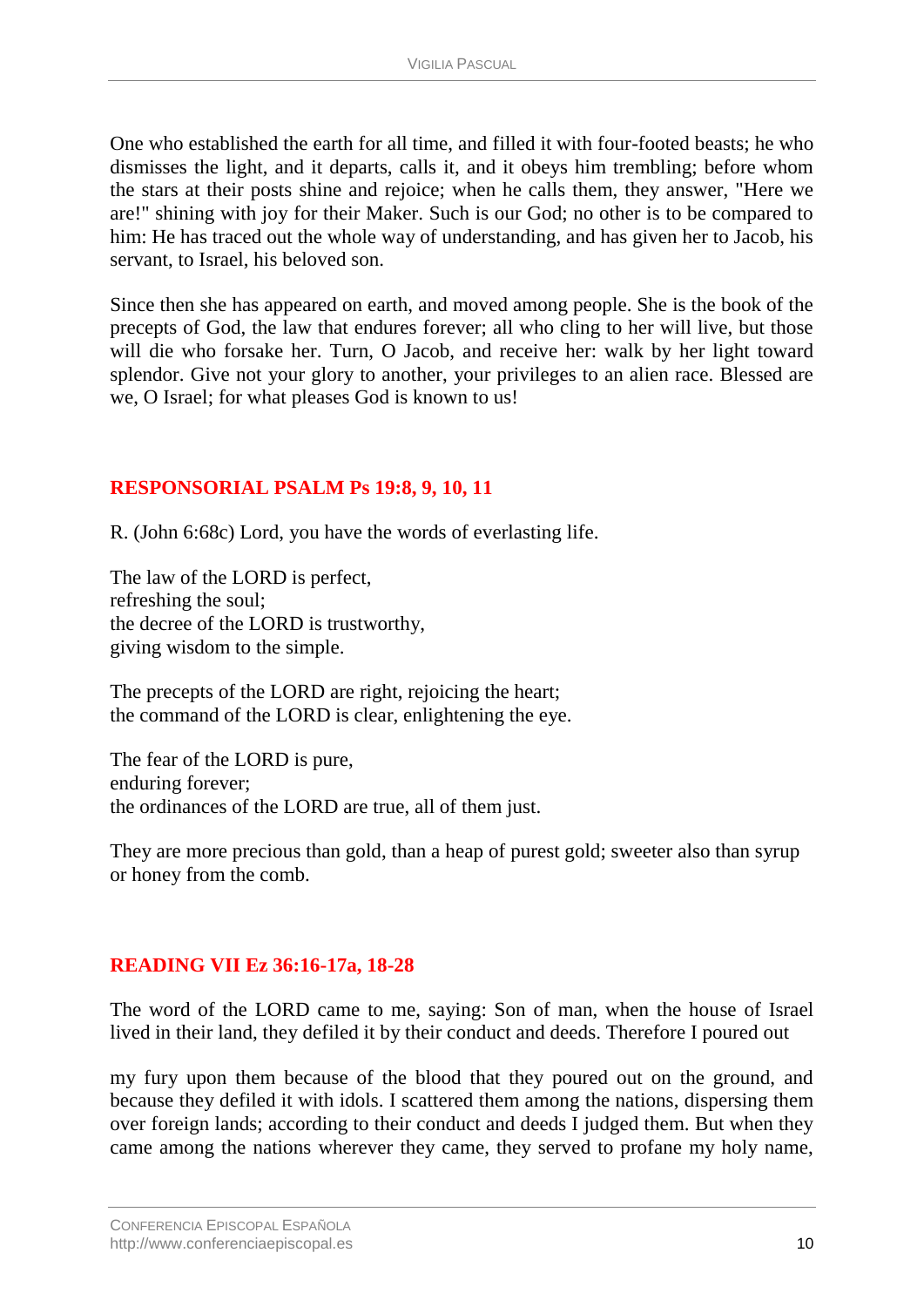One who established the earth for all time, and filled it with four-footed beasts; he who dismisses the light, and it departs, calls it, and it obeys him trembling; before whom the stars at their posts shine and rejoice; when he calls them, they answer, "Here we are!" shining with joy for their Maker. Such is our God; no other is to be compared to him: He has traced out the whole way of understanding, and has given her to Jacob, his servant, to Israel, his beloved son.

Since then she has appeared on earth, and moved among people. She is the book of the precepts of God, the law that endures forever; all who cling to her will live, but those will die who forsake her. Turn, O Jacob, and receive her: walk by her light toward splendor. Give not your glory to another, your privileges to an alien race. Blessed are we, O Israel; for what pleases God is known to us!

## RESPONSORIAL PSALM Ps 19:8, 9, 10, 11

R. (John 6:68c) Lord, you have the words of everlasting life.

The law of the LORD is perfect,  
refreshing the soul;  
the decree of the LORD is trustworthy,  
giving wisdom to the simple.

The precepts of the LORD are right, rejoicing the heart;  
the command of the LORD is clear, enlightening the eye.

The fear of the LORD is pure,  
enduring forever;  
the ordinances of the LORD are true, all of them just.

They are more precious than gold, than a heap of purest gold; sweeter also than syrup or honey from the comb.

## READING VII Ez 36:16-17a, 18-28

The word of the LORD came to me, saying: Son of man, when the house of Israel lived in their land, they defiled it by their conduct and deeds. Therefore I poured out my fury upon them because of the blood that they poured out on the ground, and because they defiled it with idols. I scattered them among the nations, dispersing them over foreign lands; according to their conduct and deeds I judged them. But when they came among the nations wherever they came, they served to profane my holy name,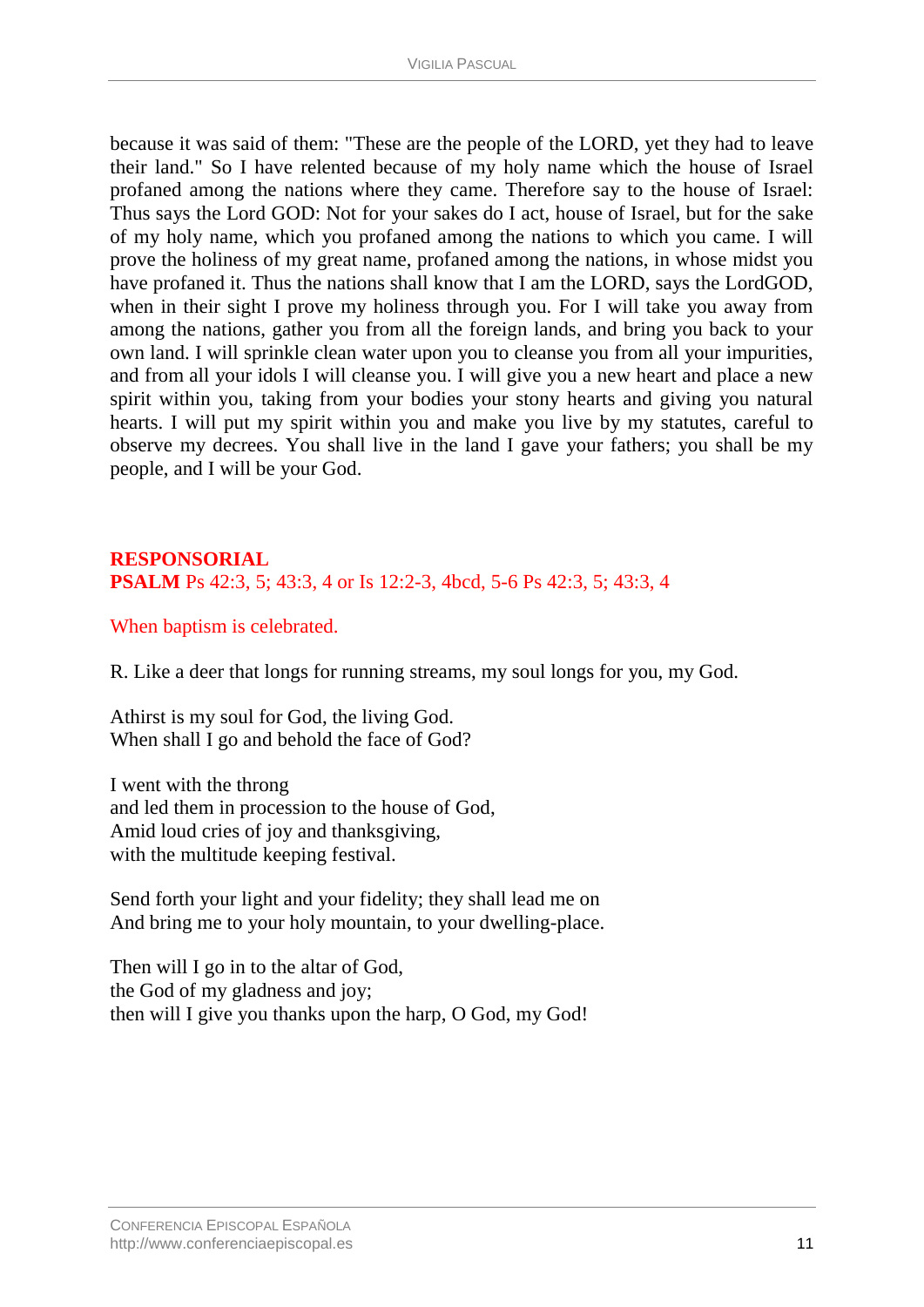because it was said of them: "These are the people of the LORD, yet they had to leave their land." So I have relented because of my holy name which the house of Israel profaned among the nations where they came. Therefore say to the house of Israel: Thus says the Lord GOD: Not for your sakes do I act, house of Israel, but for the sake of my holy name, which you profaned among the nations to which you came. I will prove the holiness of my great name, profaned among the nations, in whose midst you have profaned it. Thus the nations shall know that I am the LORD, says the LordGOD, when in their sight I prove my holiness through you. For I will take you away from among the nations, gather you from all the foreign lands, and bring you back to your own land. I will sprinkle clean water upon you to cleanse you from all your impurities, and from all your idols I will cleanse you. I will give you a new heart and place a new spirit within you, taking from your bodies your stony hearts and giving you natural hearts. I will put my spirit within you and make you live by my statutes, careful to observe my decrees. You shall live in the land I gave your fathers; you shall be my people, and I will be your God.

**RESPONSORIAL**
**PSALM** Ps 42:3, 5; 43:3, 4 or Is 12:2-3, 4bcd, 5-6 Ps 42:3, 5; 43:3, 4

When baptism is celebrated.

R. Like a deer that longs for running streams, my soul longs for you, my God.

Athirst is my soul for God, the living God.
When shall I go and behold the face of God?

I went with the throng
and led them in procession to the house of God,
Amid loud cries of joy and thanksgiving,
with the multitude keeping festival.

Send forth your light and your fidelity; they shall lead me on
And bring me to your holy mountain, to your dwelling-place.

Then will I go in to the altar of God,
the God of my gladness and joy;
then will I give you thanks upon the harp, O God, my God!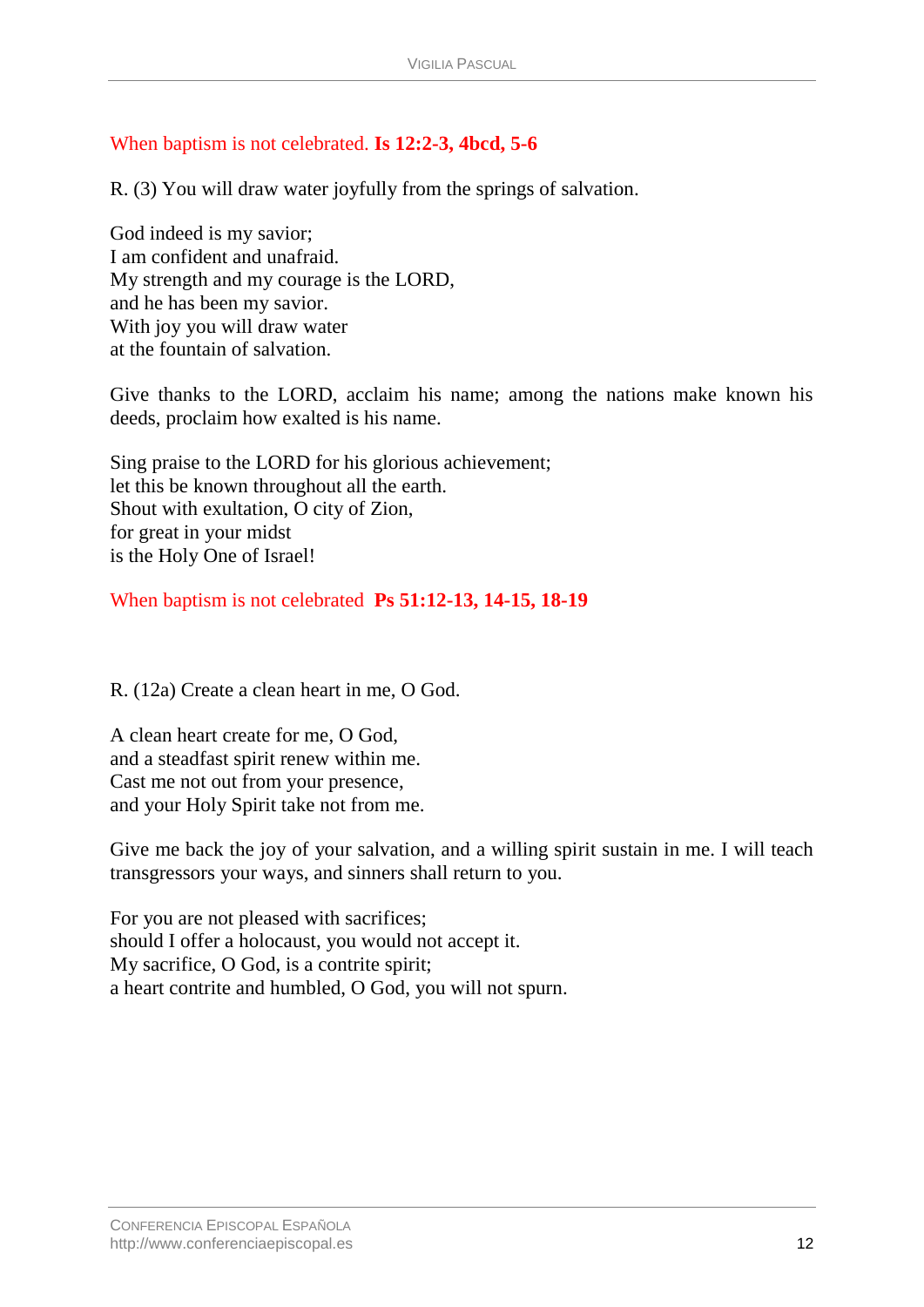When baptism is not celebrated. **Is 12:2-3, 4bcd, 5-6**

R. (3) You will draw water joyfully from the springs of salvation.

God indeed is my savior;  
I am confident and unafraid.  
My strength and my courage is the LORD,  
and he has been my savior.  
With joy you will draw water  
at the fountain of salvation.

Give thanks to the LORD, acclaim his name; among the nations make known his deeds, proclaim how exalted is his name.

Sing praise to the LORD for his glorious achievement;  
let this be known throughout all the earth.  
Shout with exultation, O city of Zion,  
for great in your midst  
is the Holy One of Israel!

When baptism is not celebrated **Ps 51:12-13, 14-15, 18-19**

R. (12a) Create a clean heart in me, O God.

A clean heart create for me, O God,  
and a steadfast spirit renew within me.  
Cast me not out from your presence,  
and your Holy Spirit take not from me.

Give me back the joy of your salvation, and a willing spirit sustain in me. I will teach transgressors your ways, and sinners shall return to you.

For you are not pleased with sacrifices;  
should I offer a holocaust, you would not accept it.  
My sacrifice, O God, is a contrite spirit;  
a heart contrite and humbled, O God, you will not spurn.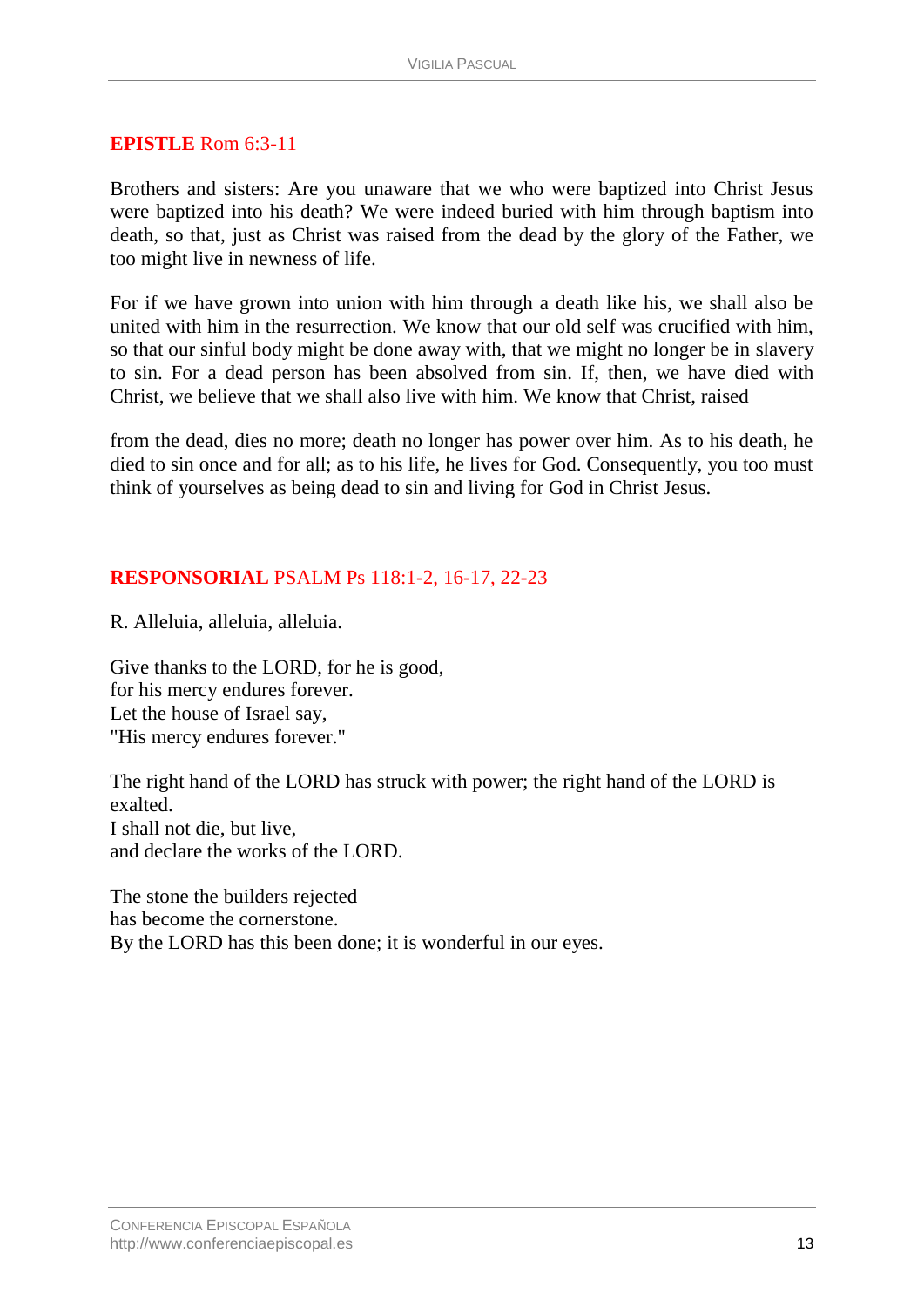## **EPISTLE** Rom 6:3-11

Brothers and sisters: Are you unaware that we who were baptized into Christ Jesus were baptized into his death? We were indeed buried with him through baptism into death, so that, just as Christ was raised from the dead by the glory of the Father, we too might live in newness of life.

For if we have grown into union with him through a death like his, we shall also be united with him in the resurrection. We know that our old self was crucified with him, so that our sinful body might be done away with, that we might no longer be in slavery to sin. For a dead person has been absolved from sin. If, then, we have died with Christ, we believe that we shall also live with him. We know that Christ, raised

from the dead, dies no more; death no longer has power over him. As to his death, he died to sin once and for all; as to his life, he lives for God. Consequently, you too must think of yourselves as being dead to sin and living for God in Christ Jesus.

## **RESPONSORIAL** PSALM Ps 118:1-2, 16-17, 22-23

R. Alleluia, alleluia, alleluia.

Give thanks to the LORD, for he is good,
for his mercy endures forever.
Let the house of Israel say,
"His mercy endures forever."

The right hand of the LORD has struck with power; the right hand of the LORD is exalted.
I shall not die, but live,
and declare the works of the LORD.

The stone the builders rejected
has become the cornerstone.
By the LORD has this been done; it is wonderful in our eyes.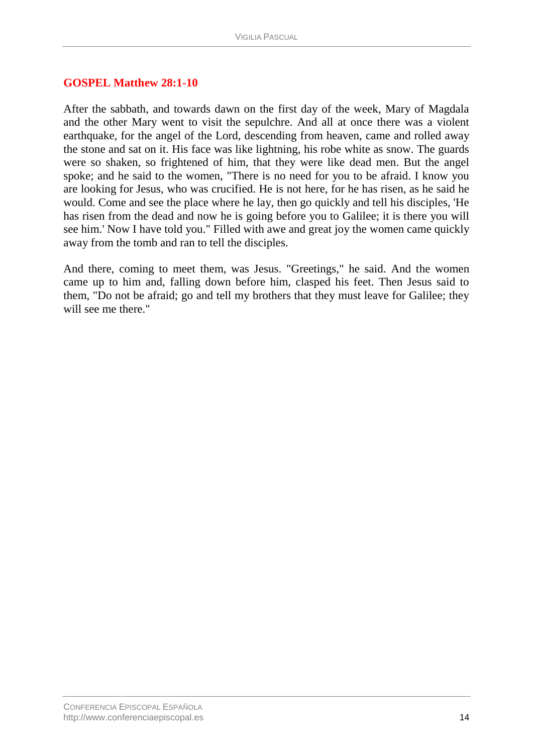**GOSPEL Matthew 28:1-10**

After the sabbath, and towards dawn on the first day of the week, Mary of Magdala and the other Mary went to visit the sepulchre. And all at once there was a violent earthquake, for the angel of the Lord, descending from heaven, came and rolled away the stone and sat on it. His face was like lightning, his robe white as snow. The guards were so shaken, so frightened of him, that they were like dead men. But the angel spoke; and he said to the women, "There is no need for you to be afraid. I know you are looking for Jesus, who was crucified. He is not here, for he has risen, as he said he would. Come and see the place where he lay, then go quickly and tell his disciples, 'He has risen from the dead and now he is going before you to Galilee; it is there you will see him.' Now I have told you." Filled with awe and great joy the women came quickly away from the tomb and ran to tell the disciples.

And there, coming to meet them, was Jesus. "Greetings," he said. And the women came up to him and, falling down before him, clasped his feet. Then Jesus said to them, "Do not be afraid; go and tell my brothers that they must leave for Galilee; they will see me there."